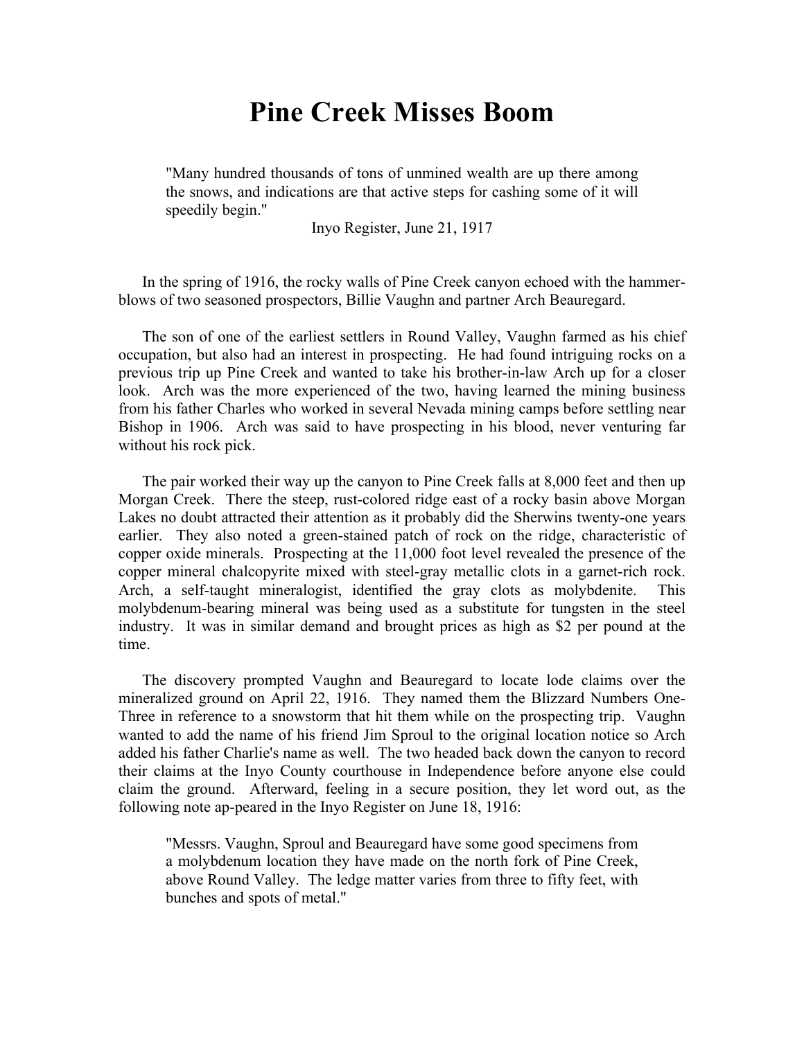# Pine Creek Misses Boom

> "Many hundred thousands of tons of unmined wealth are up there among the snows, and indications are that active steps for cashing some of it will speedily begin."
>
> Inyo Register, June 21, 1917

In the spring of 1916, the rocky walls of Pine Creek canyon echoed with the hammer-blows of two seasoned prospectors, Billie Vaughn and partner Arch Beauregard.

The son of one of the earliest settlers in Round Valley, Vaughn farmed as his chief occupation, but also had an interest in prospecting. He had found intriguing rocks on a previous trip up Pine Creek and wanted to take his brother-in-law Arch up for a closer look. Arch was the more experienced of the two, having learned the mining business from his father Charles who worked in several Nevada mining camps before settling near Bishop in 1906. Arch was said to have prospecting in his blood, never venturing far without his rock pick.

The pair worked their way up the canyon to Pine Creek falls at 8,000 feet and then up Morgan Creek. There the steep, rust-colored ridge east of a rocky basin above Morgan Lakes no doubt attracted their attention as it probably did the Sherwins twenty-one years earlier. They also noted a green-stained patch of rock on the ridge, characteristic of copper oxide minerals. Prospecting at the 11,000 foot level revealed the presence of the copper mineral chalcopyrite mixed with steel-gray metallic clots in a garnet-rich rock. Arch, a self-taught mineralogist, identified the gray clots as molybdenite. This molybdenum-bearing mineral was being used as a substitute for tungsten in the steel industry. It was in similar demand and brought prices as high as $2 per pound at the time.

The discovery prompted Vaughn and Beauregard to locate lode claims over the mineralized ground on April 22, 1916. They named them the Blizzard Numbers One-Three in reference to a snowstorm that hit them while on the prospecting trip. Vaughn wanted to add the name of his friend Jim Sproul to the original location notice so Arch added his father Charlie's name as well. The two headed back down the canyon to record their claims at the Inyo County courthouse in Independence before anyone else could claim the ground. Afterward, feeling in a secure position, they let word out, as the following note ap-peared in the Inyo Register on June 18, 1916:

> "Messrs. Vaughn, Sproul and Beauregard have some good specimens from a molybdenum location they have made on the north fork of Pine Creek, above Round Valley. The ledge matter varies from three to fifty feet, with bunches and spots of metal."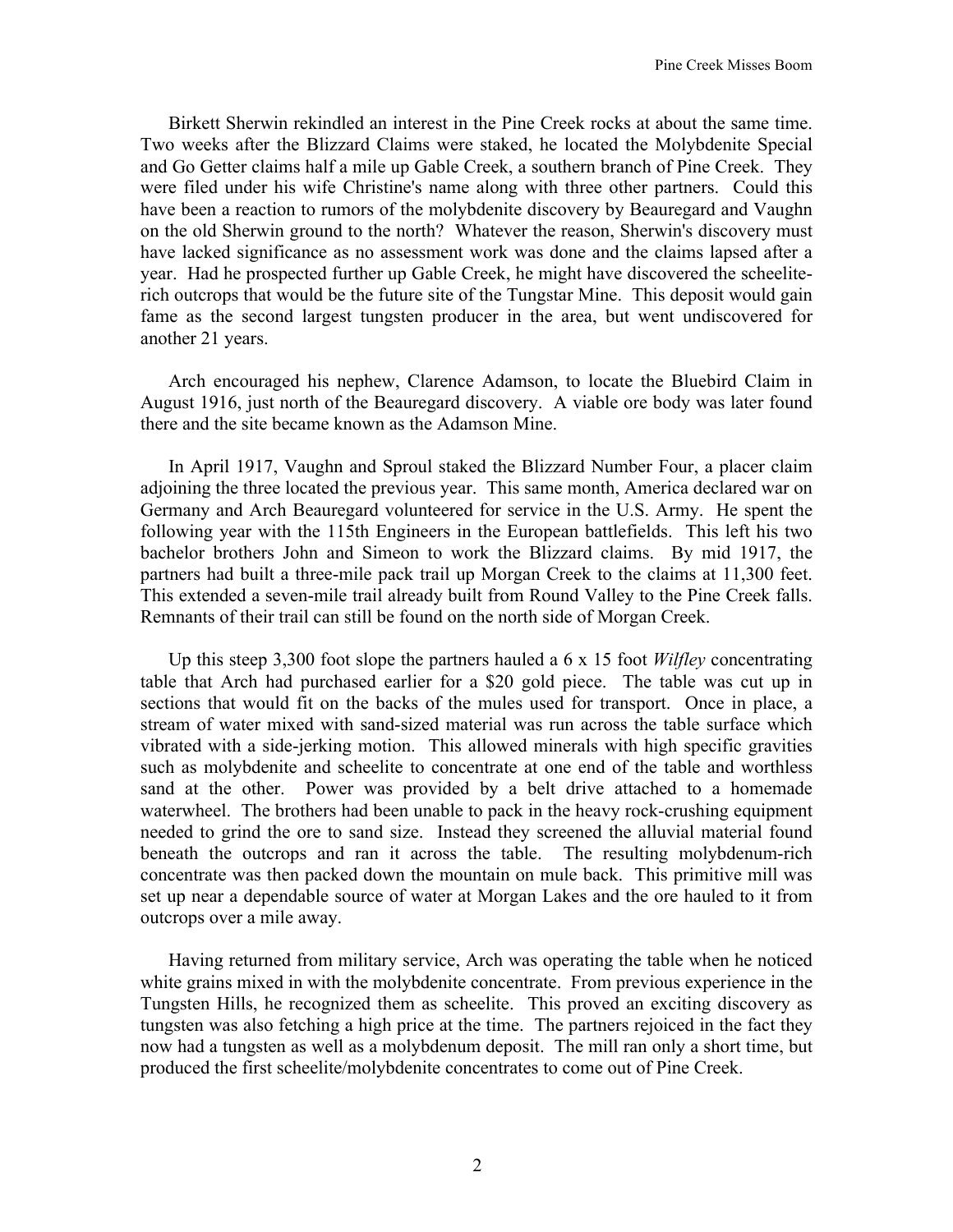Birkett Sherwin rekindled an interest in the Pine Creek rocks at about the same time. Two weeks after the Blizzard Claims were staked, he located the Molybdenite Special and Go Getter claims half a mile up Gable Creek, a southern branch of Pine Creek. They were filed under his wife Christine's name along with three other partners. Could this have been a reaction to rumors of the molybdenite discovery by Beauregard and Vaughn on the old Sherwin ground to the north? Whatever the reason, Sherwin's discovery must have lacked significance as no assessment work was done and the claims lapsed after a year. Had he prospected further up Gable Creek, he might have discovered the scheelite-rich outcrops that would be the future site of the Tungstar Mine. This deposit would gain fame as the second largest tungsten producer in the area, but went undiscovered for another 21 years.

Arch encouraged his nephew, Clarence Adamson, to locate the Bluebird Claim in August 1916, just north of the Beauregard discovery. A viable ore body was later found there and the site became known as the Adamson Mine.

In April 1917, Vaughn and Sproul staked the Blizzard Number Four, a placer claim adjoining the three located the previous year. This same month, America declared war on Germany and Arch Beauregard volunteered for service in the U.S. Army. He spent the following year with the 115th Engineers in the European battlefields. This left his two bachelor brothers John and Simeon to work the Blizzard claims. By mid 1917, the partners had built a three-mile pack trail up Morgan Creek to the claims at 11,300 feet. This extended a seven-mile trail already built from Round Valley to the Pine Creek falls. Remnants of their trail can still be found on the north side of Morgan Creek.

Up this steep 3,300 foot slope the partners hauled a 6 x 15 foot *Wilfley* concentrating table that Arch had purchased earlier for a $20 gold piece. The table was cut up in sections that would fit on the backs of the mules used for transport. Once in place, a stream of water mixed with sand-sized material was run across the table surface which vibrated with a side-jerking motion. This allowed minerals with high specific gravities such as molybdenite and scheelite to concentrate at one end of the table and worthless sand at the other. Power was provided by a belt drive attached to a homemade waterwheel. The brothers had been unable to pack in the heavy rock-crushing equipment needed to grind the ore to sand size. Instead they screened the alluvial material found beneath the outcrops and ran it across the table. The resulting molybdenum-rich concentrate was then packed down the mountain on mule back. This primitive mill was set up near a dependable source of water at Morgan Lakes and the ore hauled to it from outcrops over a mile away.

Having returned from military service, Arch was operating the table when he noticed white grains mixed in with the molybdenite concentrate. From previous experience in the Tungsten Hills, he recognized them as scheelite. This proved an exciting discovery as tungsten was also fetching a high price at the time. The partners rejoiced in the fact they now had a tungsten as well as a molybdenum deposit. The mill ran only a short time, but produced the first scheelite/molybdenite concentrates to come out of Pine Creek.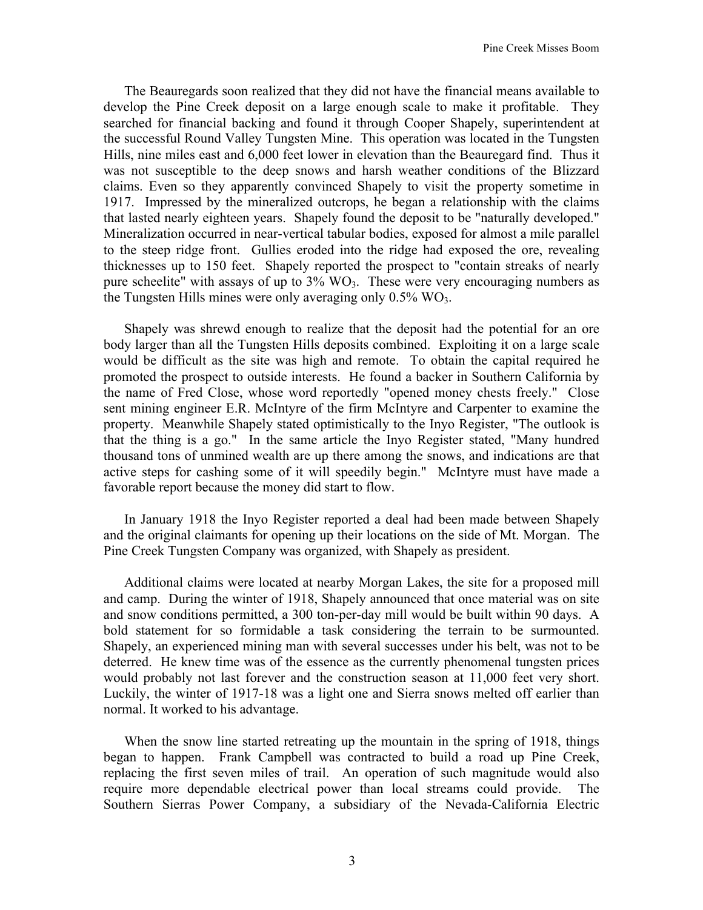The Beauregards soon realized that they did not have the financial means available to develop the Pine Creek deposit on a large enough scale to make it profitable. They searched for financial backing and found it through Cooper Shapely, superintendent at the successful Round Valley Tungsten Mine. This operation was located in the Tungsten Hills, nine miles east and 6,000 feet lower in elevation than the Beauregard find. Thus it was not susceptible to the deep snows and harsh weather conditions of the Blizzard claims. Even so they apparently convinced Shapely to visit the property sometime in 1917. Impressed by the mineralized outcrops, he began a relationship with the claims that lasted nearly eighteen years. Shapely found the deposit to be "naturally developed." Mineralization occurred in near-vertical tabular bodies, exposed for almost a mile parallel to the steep ridge front. Gullies eroded into the ridge had exposed the ore, revealing thicknesses up to 150 feet. Shapely reported the prospect to "contain streaks of nearly pure scheelite" with assays of up to 3% $WO_3$. These were very encouraging numbers as the Tungsten Hills mines were only averaging only 0.5% $WO_3$.

Shapely was shrewd enough to realize that the deposit had the potential for an ore body larger than all the Tungsten Hills deposits combined. Exploiting it on a large scale would be difficult as the site was high and remote. To obtain the capital required he promoted the prospect to outside interests. He found a backer in Southern California by the name of Fred Close, whose word reportedly "opened money chests freely." Close sent mining engineer E.R. McIntyre of the firm McIntyre and Carpenter to examine the property. Meanwhile Shapely stated optimistically to the Inyo Register, "The outlook is that the thing is a go." In the same article the Inyo Register stated, "Many hundred thousand tons of unmined wealth are up there among the snows, and indications are that active steps for cashing some of it will speedily begin." McIntyre must have made a favorable report because the money did start to flow.

In January 1918 the Inyo Register reported a deal had been made between Shapely and the original claimants for opening up their locations on the side of Mt. Morgan. The Pine Creek Tungsten Company was organized, with Shapely as president.

Additional claims were located at nearby Morgan Lakes, the site for a proposed mill and camp. During the winter of 1918, Shapely announced that once material was on site and snow conditions permitted, a 300 ton-per-day mill would be built within 90 days. A bold statement for so formidable a task considering the terrain to be surmounted. Shapely, an experienced mining man with several successes under his belt, was not to be deterred. He knew time was of the essence as the currently phenomenal tungsten prices would probably not last forever and the construction season at 11,000 feet very short. Luckily, the winter of 1917-18 was a light one and Sierra snows melted off earlier than normal. It worked to his advantage.

When the snow line started retreating up the mountain in the spring of 1918, things began to happen. Frank Campbell was contracted to build a road up Pine Creek, replacing the first seven miles of trail. An operation of such magnitude would also require more dependable electrical power than local streams could provide. The Southern Sierras Power Company, a subsidiary of the Nevada-California Electric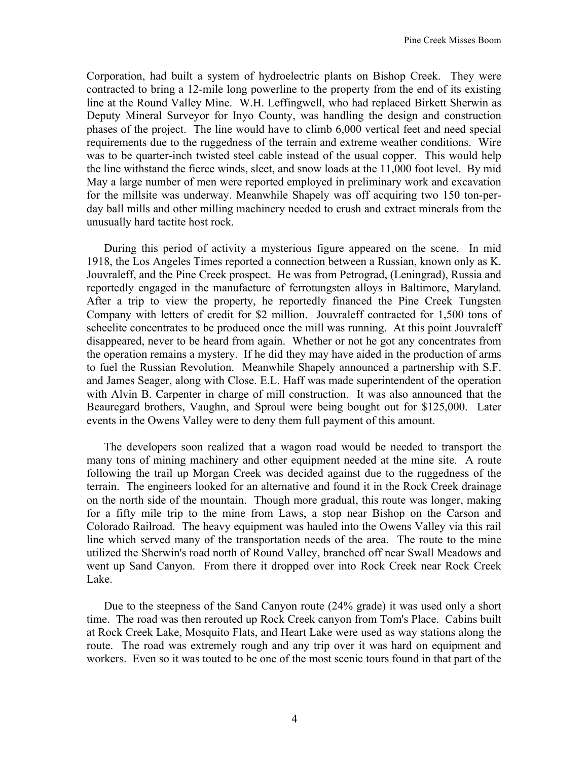Corporation, had built a system of hydroelectric plants on Bishop Creek. They were contracted to bring a 12-mile long powerline to the property from the end of its existing line at the Round Valley Mine. W.H. Leffingwell, who had replaced Birkett Sherwin as Deputy Mineral Surveyor for Inyo County, was handling the design and construction phases of the project. The line would have to climb 6,000 vertical feet and need special requirements due to the ruggedness of the terrain and extreme weather conditions. Wire was to be quarter-inch twisted steel cable instead of the usual copper. This would help the line withstand the fierce winds, sleet, and snow loads at the 11,000 foot level. By mid May a large number of men were reported employed in preliminary work and excavation for the millsite was underway. Meanwhile Shapely was off acquiring two 150 ton-per-day ball mills and other milling machinery needed to crush and extract minerals from the unusually hard tactite host rock.

During this period of activity a mysterious figure appeared on the scene. In mid 1918, the Los Angeles Times reported a connection between a Russian, known only as K. Jouvraleff, and the Pine Creek prospect. He was from Petrograd, (Leningrad), Russia and reportedly engaged in the manufacture of ferrotungsten alloys in Baltimore, Maryland. After a trip to view the property, he reportedly financed the Pine Creek Tungsten Company with letters of credit for $2 million. Jouvraleff contracted for 1,500 tons of scheelite concentrates to be produced once the mill was running. At this point Jouvraleff disappeared, never to be heard from again. Whether or not he got any concentrates from the operation remains a mystery. If he did they may have aided in the production of arms to fuel the Russian Revolution. Meanwhile Shapely announced a partnership with S.F. and James Seager, along with Close. E.L. Haff was made superintendent of the operation with Alvin B. Carpenter in charge of mill construction. It was also announced that the Beauregard brothers, Vaughn, and Sproul were being bought out for $125,000. Later events in the Owens Valley were to deny them full payment of this amount.

The developers soon realized that a wagon road would be needed to transport the many tons of mining machinery and other equipment needed at the mine site. A route following the trail up Morgan Creek was decided against due to the ruggedness of the terrain. The engineers looked for an alternative and found it in the Rock Creek drainage on the north side of the mountain. Though more gradual, this route was longer, making for a fifty mile trip to the mine from Laws, a stop near Bishop on the Carson and Colorado Railroad. The heavy equipment was hauled into the Owens Valley via this rail line which served many of the transportation needs of the area. The route to the mine utilized the Sherwin's road north of Round Valley, branched off near Swall Meadows and went up Sand Canyon. From there it dropped over into Rock Creek near Rock Creek Lake.

Due to the steepness of the Sand Canyon route (24% grade) it was used only a short time. The road was then rerouted up Rock Creek canyon from Tom's Place. Cabins built at Rock Creek Lake, Mosquito Flats, and Heart Lake were used as way stations along the route. The road was extremely rough and any trip over it was hard on equipment and workers. Even so it was touted to be one of the most scenic tours found in that part of the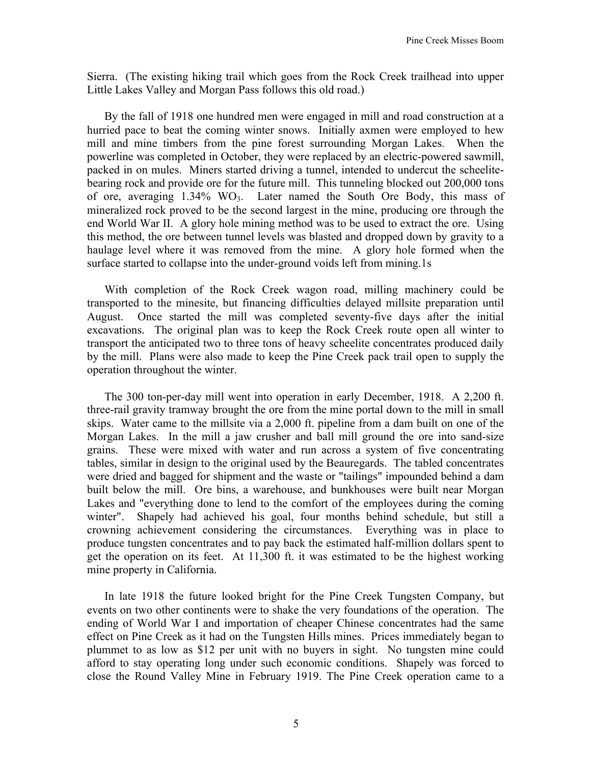Sierra. (The existing hiking trail which goes from the Rock Creek trailhead into upper Little Lakes Valley and Morgan Pass follows this old road.)

By the fall of 1918 one hundred men were engaged in mill and road construction at a hurried pace to beat the coming winter snows. Initially axmen were employed to hew mill and mine timbers from the pine forest surrounding Morgan Lakes. When the powerline was completed in October, they were replaced by an electric-powered sawmill, packed in on mules. Miners started driving a tunnel, intended to undercut the scheelite-bearing rock and provide ore for the future mill. This tunneling blocked out 200,000 tons of ore, averaging 1.34% $WO_3$. Later named the South Ore Body, this mass of mineralized rock proved to be the second largest in the mine, producing ore through the end World War II. A glory hole mining method was to be used to extract the ore. Using this method, the ore between tunnel levels was blasted and dropped down by gravity to a haulage level where it was removed from the mine. A glory hole formed when the surface started to collapse into the under-ground voids left from mining.1s

With completion of the Rock Creek wagon road, milling machinery could be transported to the minesite, but financing difficulties delayed millsite preparation until August. Once started the mill was completed seventy-five days after the initial excavations. The original plan was to keep the Rock Creek route open all winter to transport the anticipated two to three tons of heavy scheelite concentrates produced daily by the mill. Plans were also made to keep the Pine Creek pack trail open to supply the operation throughout the winter.

The 300 ton-per-day mill went into operation in early December, 1918. A 2,200 ft. three-rail gravity tramway brought the ore from the mine portal down to the mill in small skips. Water came to the millsite via a 2,000 ft. pipeline from a dam built on one of the Morgan Lakes. In the mill a jaw crusher and ball mill ground the ore into sand-size grains. These were mixed with water and run across a system of five concentrating tables, similar in design to the original used by the Beauregards. The tabled concentrates were dried and bagged for shipment and the waste or "tailings" impounded behind a dam built below the mill. Ore bins, a warehouse, and bunkhouses were built near Morgan Lakes and "everything done to lend to the comfort of the employees during the coming winter". Shapely had achieved his goal, four months behind schedule, but still a crowning achievement considering the circumstances. Everything was in place to produce tungsten concentrates and to pay back the estimated half-million dollars spent to get the operation on its feet. At 11,300 ft. it was estimated to be the highest working mine property in California.

In late 1918 the future looked bright for the Pine Creek Tungsten Company, but events on two other continents were to shake the very foundations of the operation. The ending of World War I and importation of cheaper Chinese concentrates had the same effect on Pine Creek as it had on the Tungsten Hills mines. Prices immediately began to plummet to as low as $12 per unit with no buyers in sight. No tungsten mine could afford to stay operating long under such economic conditions. Shapely was forced to close the Round Valley Mine in February 1919. The Pine Creek operation came to a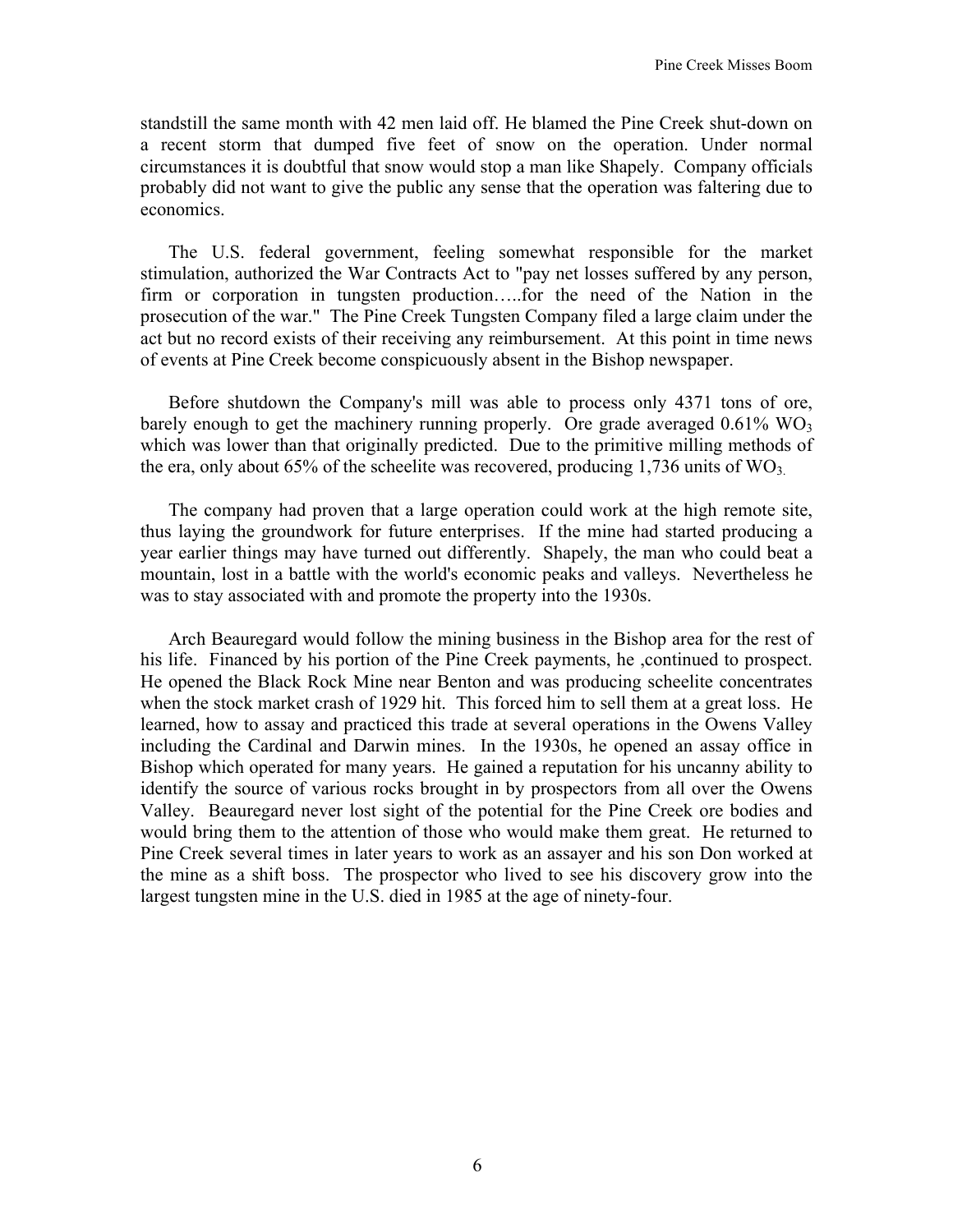standstill the same month with 42 men laid off. He blamed the Pine Creek shut-down on a recent storm that dumped five feet of snow on the operation. Under normal circumstances it is doubtful that snow would stop a man like Shapely. Company officials probably did not want to give the public any sense that the operation was faltering due to economics.

The U.S. federal government, feeling somewhat responsible for the market stimulation, authorized the War Contracts Act to "pay net losses suffered by any person, firm or corporation in tungsten production…..for the need of the Nation in the prosecution of the war." The Pine Creek Tungsten Company filed a large claim under the act but no record exists of their receiving any reimbursement. At this point in time news of events at Pine Creek become conspicuously absent in the Bishop newspaper.

Before shutdown the Company's mill was able to process only 4371 tons of ore, barely enough to get the machinery running properly. Ore grade averaged 0.61% $WO_3$ which was lower than that originally predicted. Due to the primitive milling methods of the era, only about 65% of the scheelite was recovered, producing 1,736 units of $WO_3$.

The company had proven that a large operation could work at the high remote site, thus laying the groundwork for future enterprises. If the mine had started producing a year earlier things may have turned out differently. Shapely, the man who could beat a mountain, lost in a battle with the world's economic peaks and valleys. Nevertheless he was to stay associated with and promote the property into the 1930s.

Arch Beauregard would follow the mining business in the Bishop area for the rest of his life. Financed by his portion of the Pine Creek payments, he ,continued to prospect. He opened the Black Rock Mine near Benton and was producing scheelite concentrates when the stock market crash of 1929 hit. This forced him to sell them at a great loss. He learned, how to assay and practiced this trade at several operations in the Owens Valley including the Cardinal and Darwin mines. In the 1930s, he opened an assay office in Bishop which operated for many years. He gained a reputation for his uncanny ability to identify the source of various rocks brought in by prospectors from all over the Owens Valley. Beauregard never lost sight of the potential for the Pine Creek ore bodies and would bring them to the attention of those who would make them great. He returned to Pine Creek several times in later years to work as an assayer and his son Don worked at the mine as a shift boss. The prospector who lived to see his discovery grow into the largest tungsten mine in the U.S. died in 1985 at the age of ninety-four.